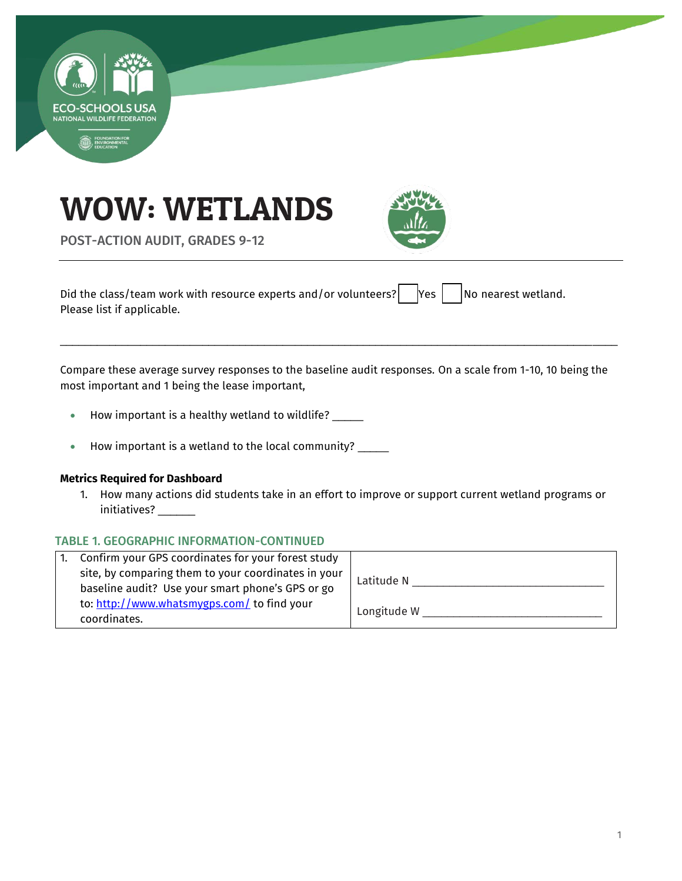# WOW: WETLANDS

POST-ACTION AUDIT, GRADES 9-12

Did the class/team work with resource experts and/or volunteers? ☐ Yes ☐ No nearest wetland. Please list if applicable.

_______________________________________________________________________________________________

Compare these average survey responses to the baseline audit responses. On a scale from 1-10, 10 being the most important and 1 being the lease important,

- How important is a healthy wetland to wildlife? _____
- How important is a wetland to the local community? _____

**Metrics Required for Dashboard**

1. How many actions did students take in an effort to improve or support current wetland programs or initiatives? ______

### TABLE 1. GEOGRAPHIC INFORMATION-CONTINUED

| | |
|---|---|
| 1. Confirm your GPS coordinates for your forest study site, by comparing them to your coordinates in your baseline audit? Use your smart phone's GPS or go to: http://www.whatsmygps.com/ to find your coordinates. | Latitude N ______________________________ <br> Longitude W ____________________________ |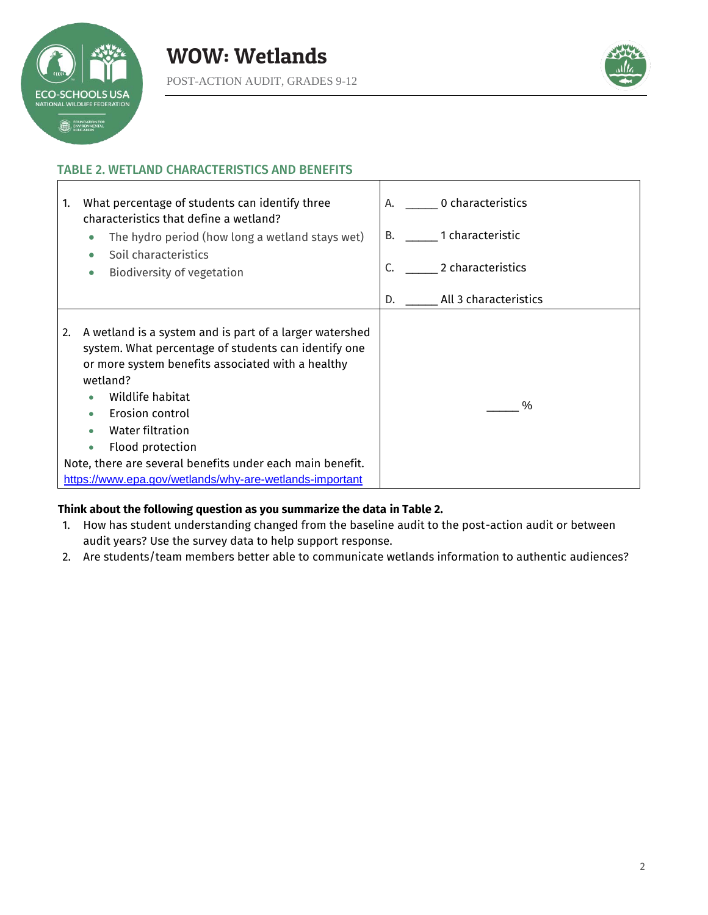### TABLE 2. WETLAND CHARACTERISTICS AND BENEFITS

| | |
|---|---|
| 1. What percentage of students can identify three characteristics that define a wetland?<br>• The hydro period (how long a wetland stays wet)<br>• Soil characteristics<br>• Biodiversity of vegetation | A. _____ 0 characteristics<br>B. _____ 1 characteristic<br>C. _____ 2 characteristics<br>D. _____ All 3 characteristics |
| 2. A wetland is a system and is part of a larger watershed system. What percentage of students can identify one or more system benefits associated with a healthy wetland?<br>• Wildlife habitat<br>• Erosion control<br>• Water filtration<br>• Flood protection<br>Note, there are several benefits under each main benefit.<br>https://www.epa.gov/wetlands/why-are-wetlands-important | _____ % |

**Think about the following question as you summarize the data in Table 2.**

1. How has student understanding changed from the baseline audit to the post-action audit or between audit years? Use the survey data to help support response.
2. Are students/team members better able to communicate wetlands information to authentic audiences?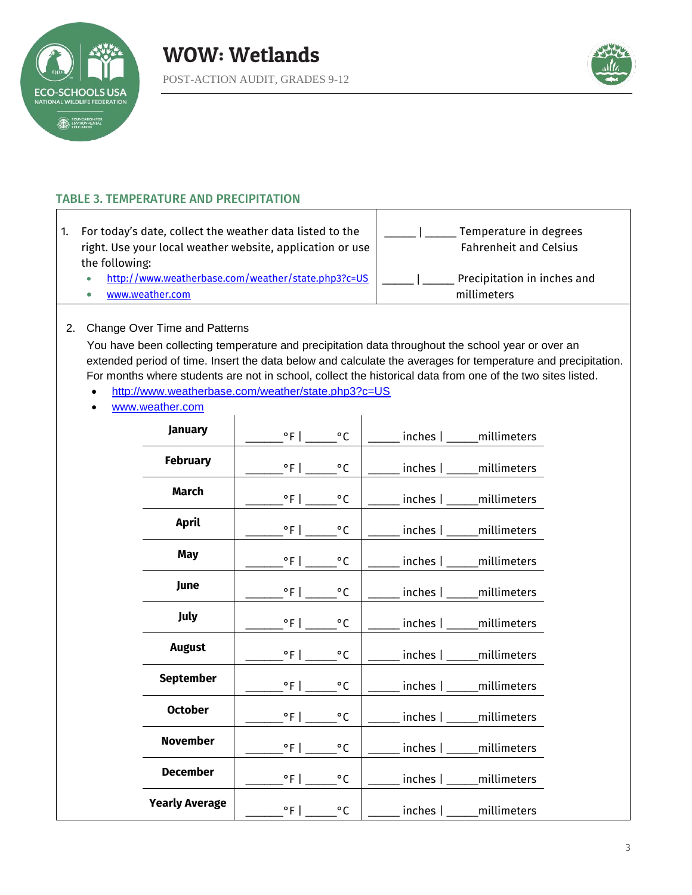## TABLE 3. TEMPERATURE AND PRECIPITATION

| | |
|---|---|
| 1. For today's date, collect the weather data listed to the right. Use your local weather website, application or use the following:<br>• http://www.weatherbase.com/weather/state.php3?c=US<br>• www.weather.com | _____ \| _____ Temperature in degrees Fahrenheit and Celsius<br><br>_____ \| _____ Precipitation in inches and millimeters |

2. Change Over Time and Patterns

You have been collecting temperature and precipitation data throughout the school year or over an extended period of time. Insert the data below and calculate the averages for temperature and precipitation. For months where students are not in school, collect the historical data from one of the two sites listed.

- http://www.weatherbase.com/weather/state.php3?c=US
- www.weather.com

| Month | Temperature | Precipitation |
|---|---|---|
| **January** | ______°F \| _____°C | _____ inches \| _____millimeters |
| **February** | ______°F \| _____°C | _____ inches \| _____millimeters |
| **March** | ______°F \| _____°C | _____ inches \| _____millimeters |
| **April** | ______°F \| _____°C | _____ inches \| _____millimeters |
| **May** | ______°F \| _____°C | _____ inches \| _____millimeters |
| **June** | ______°F \| _____°C | _____ inches \| _____millimeters |
| **July** | ______°F \| _____°C | _____ inches \| _____millimeters |
| **August** | ______°F \| _____°C | _____ inches \| _____millimeters |
| **September** | ______°F \| _____°C | _____ inches \| _____millimeters |
| **October** | ______°F \| _____°C | _____ inches \| _____millimeters |
| **November** | ______°F \| _____°C | _____ inches \| _____millimeters |
| **December** | ______°F \| _____°C | _____ inches \| _____millimeters |
| **Yearly Average** | ______°F \| _____°C | _____ inches \| _____millimeters |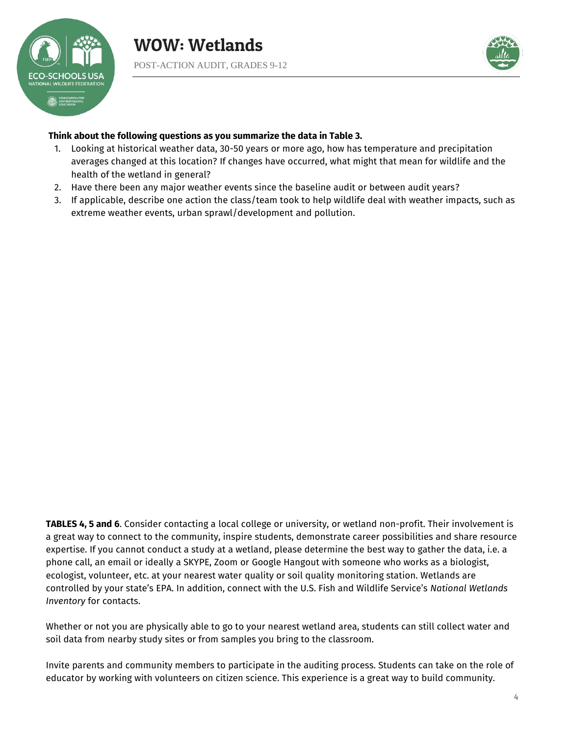**Think about the following questions as you summarize the data in Table 3.**

1. Looking at historical weather data, 30-50 years or more ago, how has temperature and precipitation averages changed at this location? If changes have occurred, what might that mean for wildlife and the health of the wetland in general?
2. Have there been any major weather events since the baseline audit or between audit years?
3. If applicable, describe one action the class/team took to help wildlife deal with weather impacts, such as extreme weather events, urban sprawl/development and pollution.

**TABLES 4, 5 and 6**. Consider contacting a local college or university, or wetland non-profit. Their involvement is a great way to connect to the community, inspire students, demonstrate career possibilities and share resource expertise. If you cannot conduct a study at a wetland, please determine the best way to gather the data, i.e. a phone call, an email or ideally a SKYPE, Zoom or Google Hangout with someone who works as a biologist, ecologist, volunteer, etc. at your nearest water quality or soil quality monitoring station. Wetlands are controlled by your state's EPA. In addition, connect with the U.S. Fish and Wildlife Service's *National Wetlands Inventory* for contacts.

Whether or not you are physically able to go to your nearest wetland area, students can still collect water and soil data from nearby study sites or from samples you bring to the classroom.

Invite parents and community members to participate in the auditing process. Students can take on the role of educator by working with volunteers on citizen science. This experience is a great way to build community.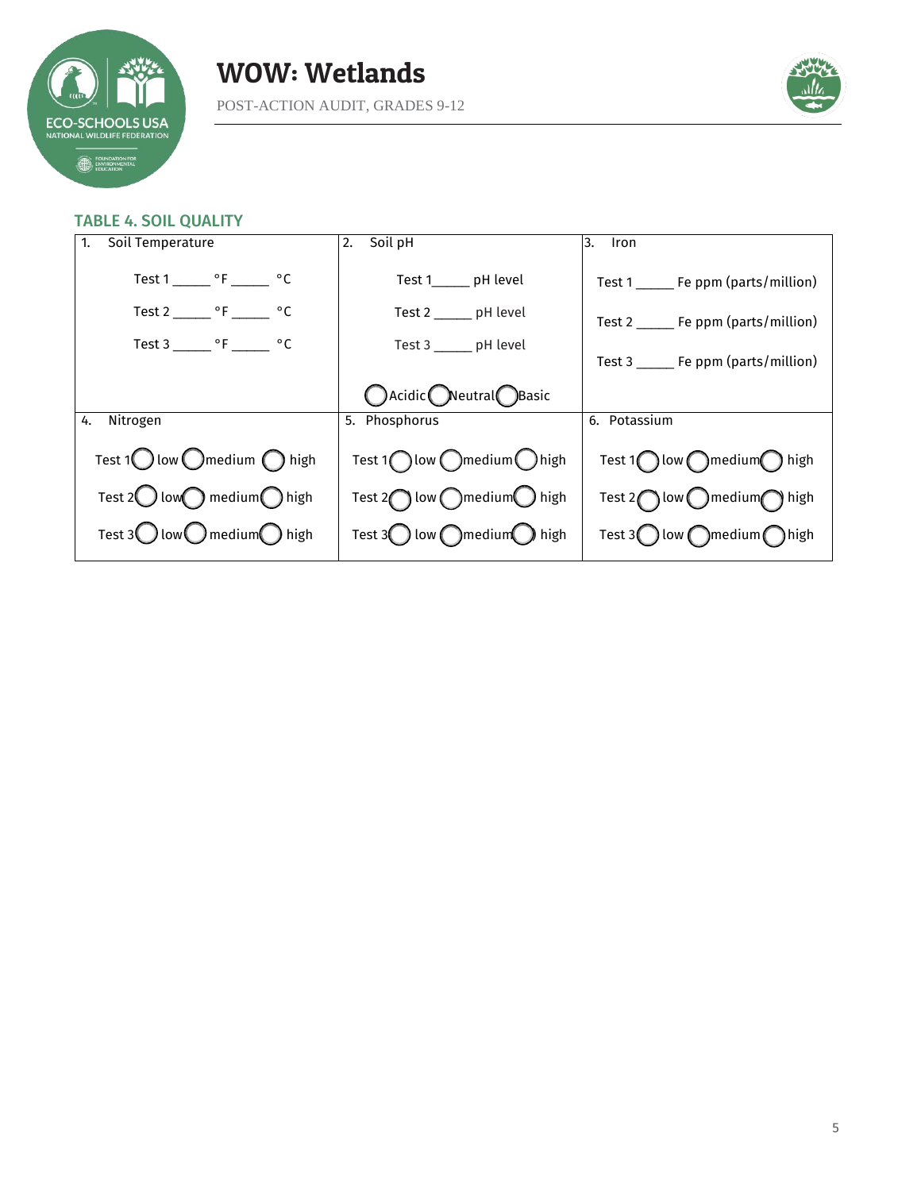## TABLE 4. SOIL QUALITY

| 1. Soil Temperature | 2. Soil pH | 3. Iron |
|---|---|---|
| Test 1 _____ °F _____ °C<br>Test 2 _____ °F _____ °C<br>Test 3 _____ °F _____ °C | Test 1_____ pH level<br>Test 2 _____ pH level<br>Test 3 _____ pH level<br>◯ Acidic ◯ Neutral ◯ Basic | Test 1 _____ Fe ppm (parts/million)<br>Test 2 _____ Fe ppm (parts/million)<br>Test 3 _____ Fe ppm (parts/million) |
| **4. Nitrogen** | **5. Phosphorus** | **6. Potassium** |
| Test 1 ◯ low ◯ medium ◯ high<br>Test 2 ◯ low ◯ medium ◯ high<br>Test 3 ◯ low ◯ medium ◯ high | Test 1 ◯ low ◯ medium ◯ high<br>Test 2 ◯ low ◯ medium ◯ high<br>Test 3 ◯ low ◯ medium ◯ high | Test 1 ◯ low ◯ medium ◯ high<br>Test 2 ◯ low ◯ medium ◯ high<br>Test 3 ◯ low ◯ medium ◯ high |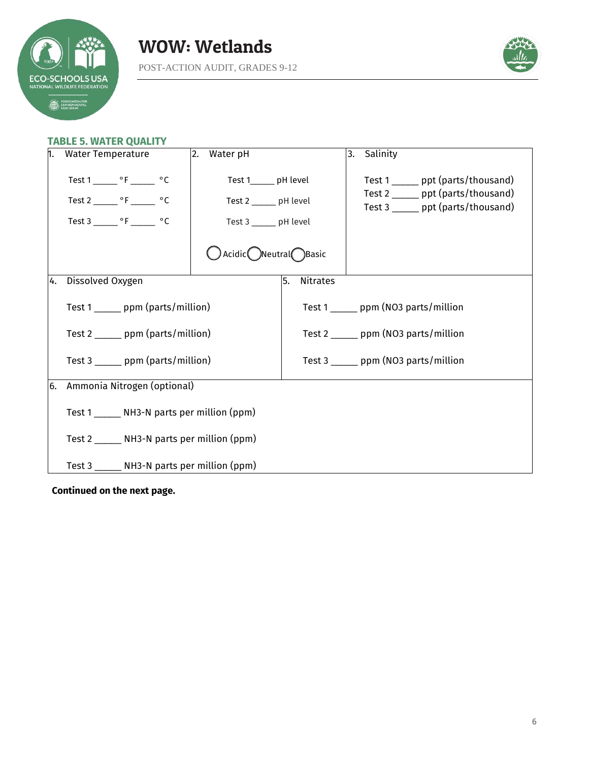## TABLE 5. WATER QUALITY

| 1. Water Temperature | 2. Water pH | 3. Salinity |
|---|---|---|
| Test 1 _____ °F _____ °C<br>Test 2 _____ °F _____ °C<br>Test 3 _____ °F _____ °C | Test 1_____ pH level<br>Test 2 _____ pH level<br>Test 3 _____ pH level<br>◯ Acidic ◯ Neutral ◯ Basic | Test 1 _____ ppt (parts/thousand)<br>Test 2 _____ ppt (parts/thousand)<br>Test 3 _____ ppt (parts/thousand) |

| 4. Dissolved Oxygen | 5. Nitrates |
|---|---|
| Test 1 _____ ppm (parts/million)<br>Test 2 _____ ppm (parts/million)<br>Test 3 _____ ppm (parts/million) | Test 1 _____ ppm (NO3 parts/million<br>Test 2 _____ ppm (NO3 parts/million<br>Test 3 _____ ppm (NO3 parts/million |

| 6. Ammonia Nitrogen (optional) |
|---|
| Test 1 _____ NH3-N parts per million (ppm)<br>Test 2 _____ NH3-N parts per million (ppm)<br>Test 3 _____ NH3-N parts per million (ppm) |

**Continued on the next page.**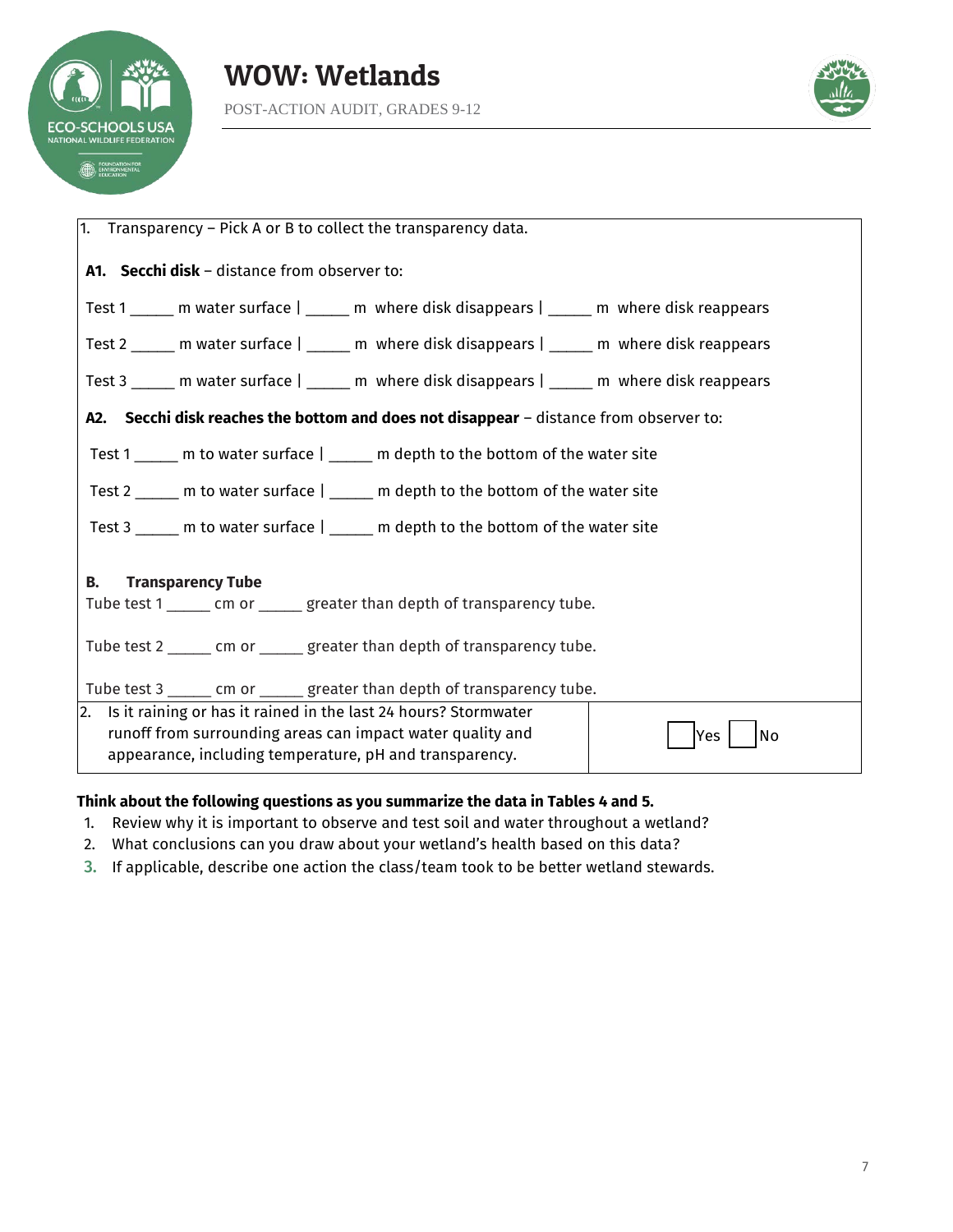1. Transparency – Pick A or B to collect the transparency data.

**A1. Secchi disk** – distance from observer to:

Test 1 _____ m water surface | _____ m where disk disappears | _____ m where disk reappears

Test 2 _____ m water surface | _____ m where disk disappears | _____ m where disk reappears

Test 3 _____ m water surface | _____ m where disk disappears | _____ m where disk reappears

**A2. Secchi disk reaches the bottom and does not disappear** – distance from observer to:

Test 1 _____ m to water surface | _____ m depth to the bottom of the water site

Test 2 _____ m to water surface | _____ m depth to the bottom of the water site

Test 3 _____ m to water surface | _____ m depth to the bottom of the water site

**B. Transparency Tube**

Tube test 1 _____ cm or _____ greater than depth of transparency tube.

Tube test 2 _____ cm or _____ greater than depth of transparency tube.

Tube test 3 _____ cm or _____ greater than depth of transparency tube.

| 2. Is it raining or has it rained in the last 24 hours? Stormwater runoff from surrounding areas can impact water quality and appearance, including temperature, pH and transparency. | ☐ Yes ☐ No |
|---|---|

**Think about the following questions as you summarize the data in Tables 4 and 5.**

1. Review why it is important to observe and test soil and water throughout a wetland?
2. What conclusions can you draw about your wetland's health based on this data?
3. If applicable, describe one action the class/team took to be better wetland stewards.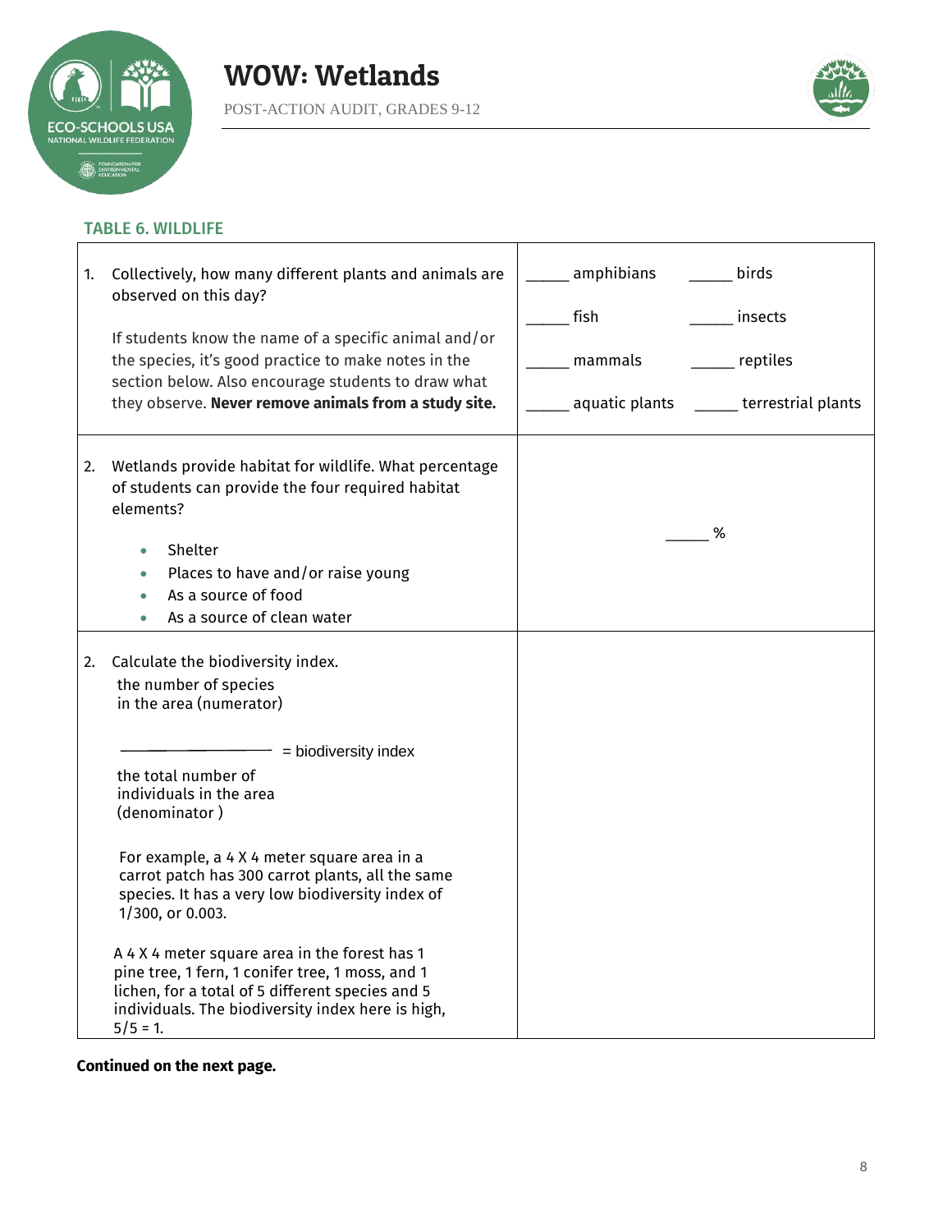# WOW: Wetlands

POST-ACTION AUDIT, GRADES 9-12

### TABLE 6. WILDLIFE

| | |
|---|---|
| 1. Collectively, how many different plants and animals are observed on this day?<br><br>If students know the name of a specific animal and/or the species, it's good practice to make notes in the section below. Also encourage students to draw what they observe. **Never remove animals from a study site.** | _____ amphibians _____ birds<br><br>_____ fish _____ insects<br><br>_____ mammals _____ reptiles<br><br>_____ aquatic plants _____ terrestrial plants |
| 2. Wetlands provide habitat for wildlife. What percentage of students can provide the four required habitat elements?<br><br>• Shelter<br>• Places to have and/or raise young<br>• As a source of food<br>• As a source of clean water | _____ % |
| 2. Calculate the biodiversity index.<br><br>$$\frac{\text{the number of species in the area (numerator)}}{\text{the total number of individuals in the area (denominator)}} = \text{biodiversity index}$$<br><br>For example, a 4 X 4 meter square area in a carrot patch has 300 carrot plants, all the same species. It has a very low biodiversity index of 1/300, or 0.003.<br><br>A 4 X 4 meter square area in the forest has 1 pine tree, 1 fern, 1 conifer tree, 1 moss, and 1 lichen, for a total of 5 different species and 5 individuals. The biodiversity index here is high, 5/5 = 1. | |

**Continued on the next page.**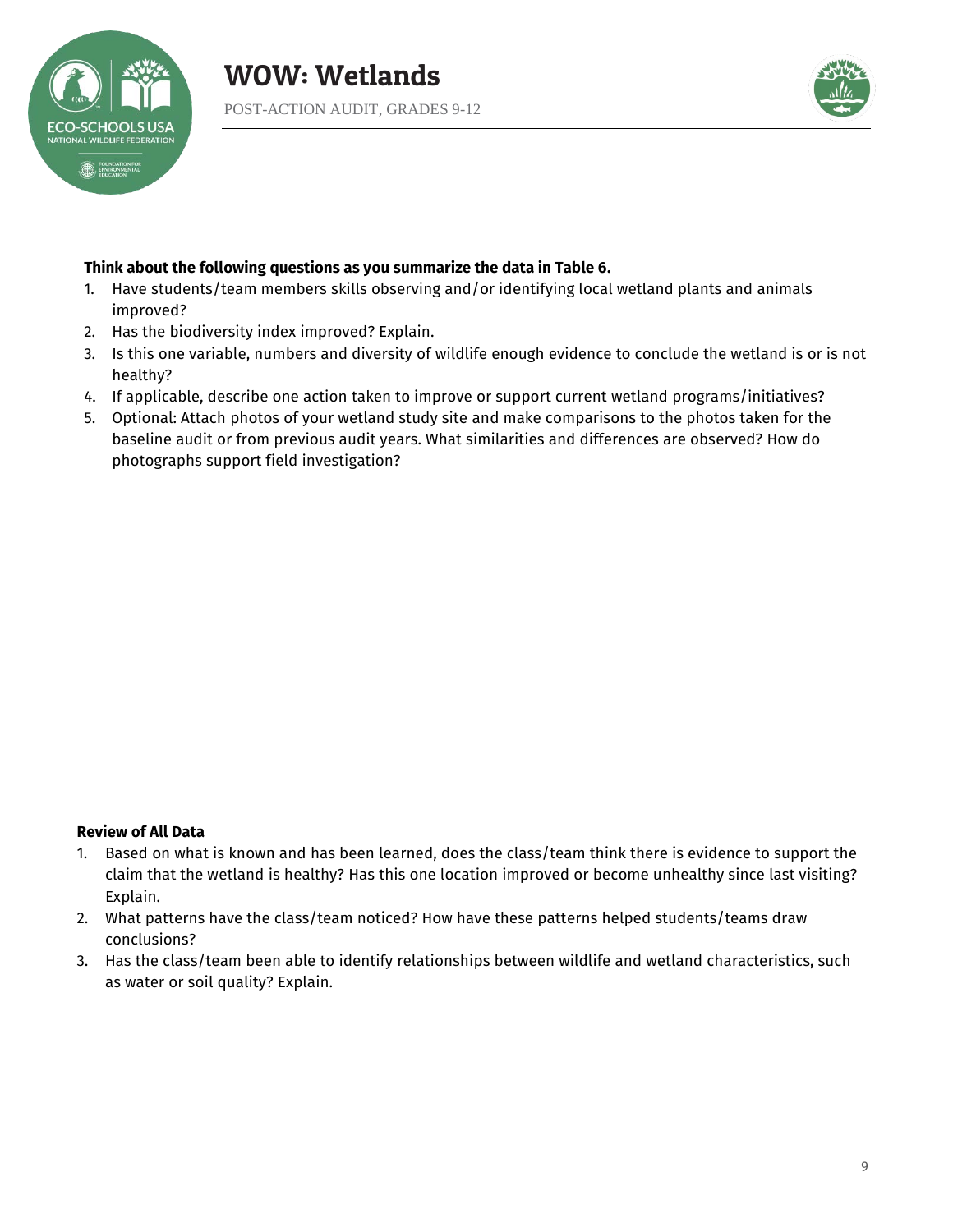**Think about the following questions as you summarize the data in Table 6.**

1. Have students/team members skills observing and/or identifying local wetland plants and animals improved?
2. Has the biodiversity index improved? Explain.
3. Is this one variable, numbers and diversity of wildlife enough evidence to conclude the wetland is or is not healthy?
4. If applicable, describe one action taken to improve or support current wetland programs/initiatives?
5. Optional: Attach photos of your wetland study site and make comparisons to the photos taken for the baseline audit or from previous audit years. What similarities and differences are observed? How do photographs support field investigation?

**Review of All Data**

1. Based on what is known and has been learned, does the class/team think there is evidence to support the claim that the wetland is healthy? Has this one location improved or become unhealthy since last visiting? Explain.
2. What patterns have the class/team noticed? How have these patterns helped students/teams draw conclusions?
3. Has the class/team been able to identify relationships between wildlife and wetland characteristics, such as water or soil quality? Explain.